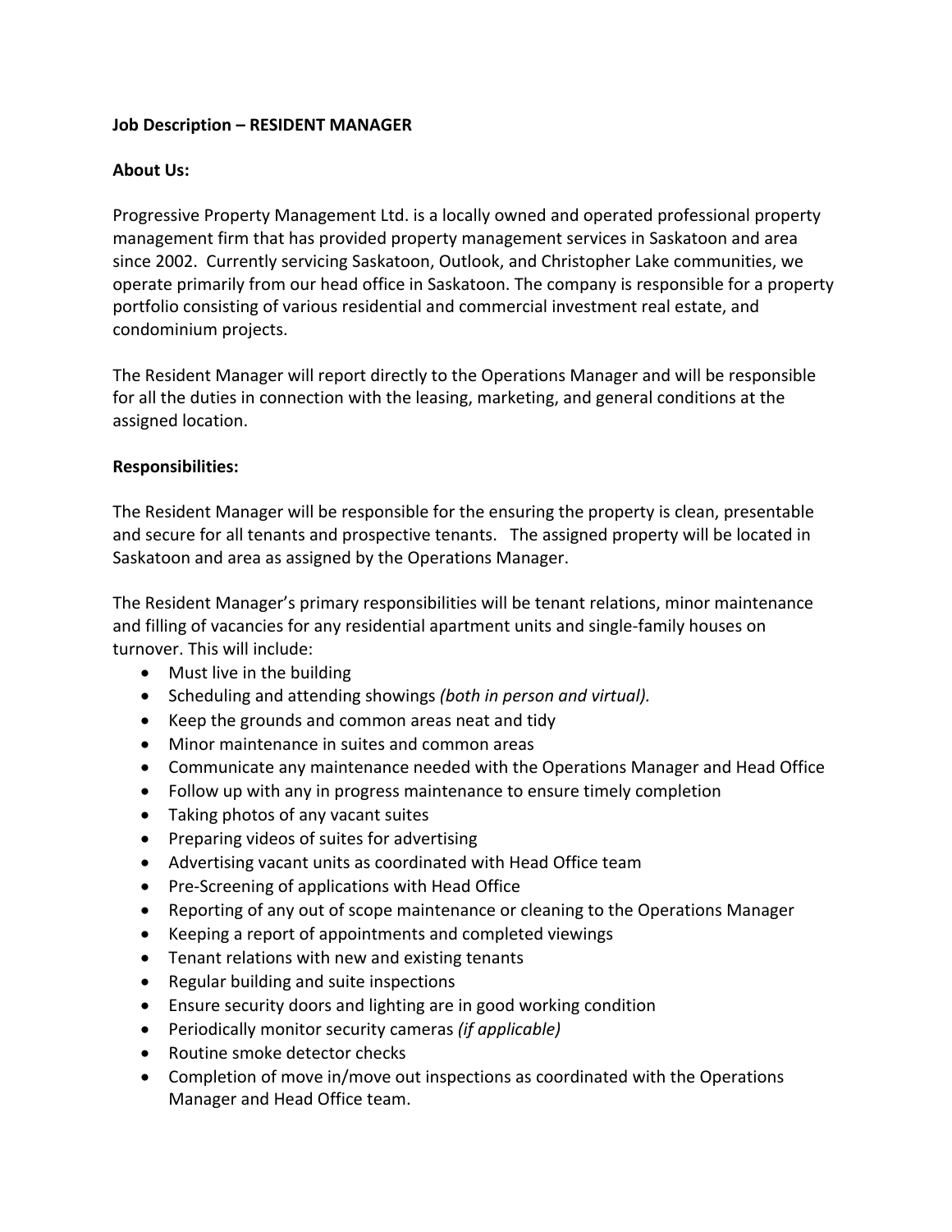**Job Description – RESIDENT MANAGER**

**About Us:**

Progressive Property Management Ltd. is a locally owned and operated professional property management firm that has provided property management services in Saskatoon and area since 2002. Currently servicing Saskatoon, Outlook, and Christopher Lake communities, we operate primarily from our head office in Saskatoon. The company is responsible for a property portfolio consisting of various residential and commercial investment real estate, and condominium projects.

The Resident Manager will report directly to the Operations Manager and will be responsible for all the duties in connection with the leasing, marketing, and general conditions at the assigned location.

**Responsibilities:**

The Resident Manager will be responsible for the ensuring the property is clean, presentable and secure for all tenants and prospective tenants. The assigned property will be located in Saskatoon and area as assigned by the Operations Manager.

The Resident Manager's primary responsibilities will be tenant relations, minor maintenance and filling of vacancies for any residential apartment units and single-family houses on turnover. This will include:

- Must live in the building
- Scheduling and attending showings *(both in person and virtual).*
- Keep the grounds and common areas neat and tidy
- Minor maintenance in suites and common areas
- Communicate any maintenance needed with the Operations Manager and Head Office
- Follow up with any in progress maintenance to ensure timely completion
- Taking photos of any vacant suites
- Preparing videos of suites for advertising
- Advertising vacant units as coordinated with Head Office team
- Pre-Screening of applications with Head Office
- Reporting of any out of scope maintenance or cleaning to the Operations Manager
- Keeping a report of appointments and completed viewings
- Tenant relations with new and existing tenants
- Regular building and suite inspections
- Ensure security doors and lighting are in good working condition
- Periodically monitor security cameras *(if applicable)*
- Routine smoke detector checks
- Completion of move in/move out inspections as coordinated with the Operations Manager and Head Office team.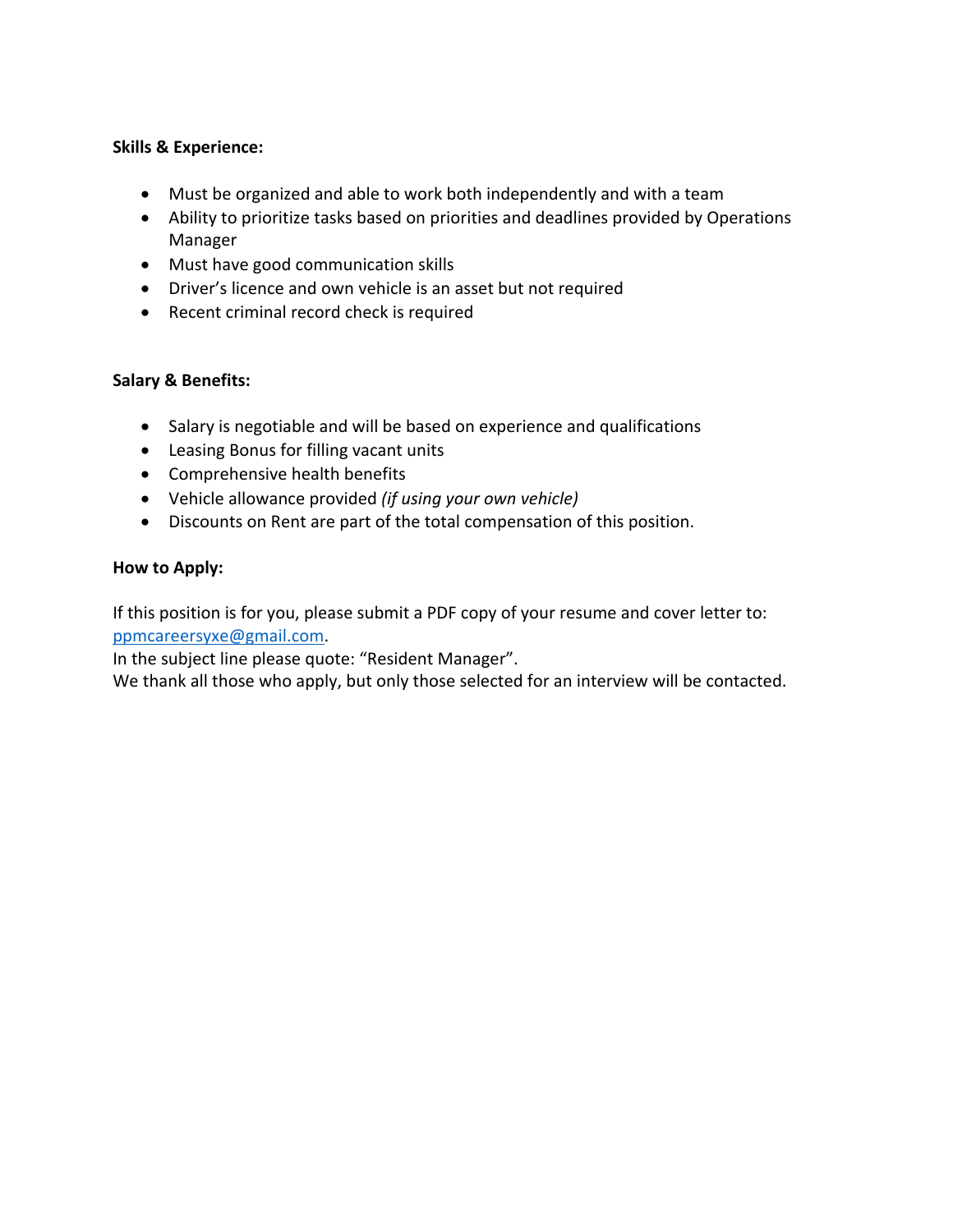**Skills & Experience:**

- Must be organized and able to work both independently and with a team
- Ability to prioritize tasks based on priorities and deadlines provided by Operations Manager
- Must have good communication skills
- Driver's licence and own vehicle is an asset but not required
- Recent criminal record check is required

**Salary & Benefits:**

- Salary is negotiable and will be based on experience and qualifications
- Leasing Bonus for filling vacant units
- Comprehensive health benefits
- Vehicle allowance provided *(if using your own vehicle)*
- Discounts on Rent are part of the total compensation of this position.

**How to Apply:**

If this position is for you, please submit a PDF copy of your resume and cover letter to: ppmcareersyxe@gmail.com.
In the subject line please quote: "Resident Manager".
We thank all those who apply, but only those selected for an interview will be contacted.